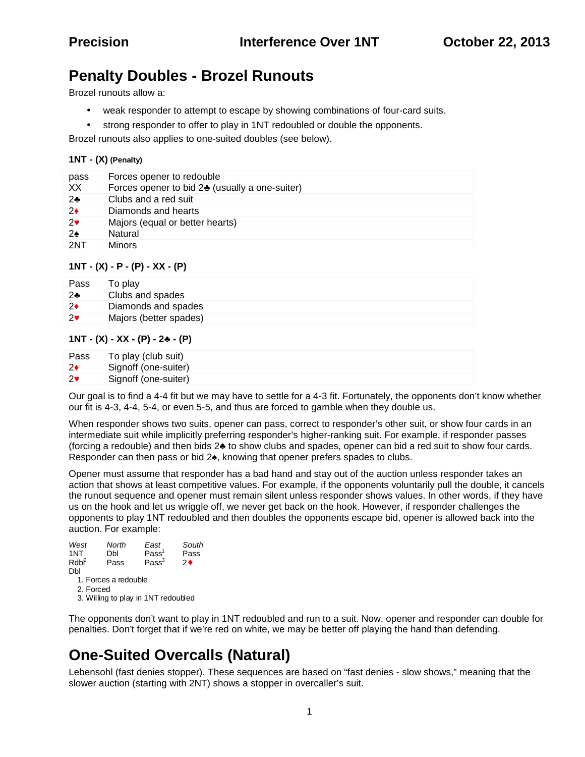# Penalty Doubles - Brozel Runouts

Brozel runouts allow a:

- weak responder to attempt to escape by showing combinations of four-card suits.
- strong responder to offer to play in 1NT redoubled or double the opponents.

Brozel runouts also applies to one-suited doubles (see below).

### 1NT - (X) (Penalty)

| | |
|---|---|
| pass | Forces opener to redouble |
| XX | Forces opener to bid 2♣ (usually a one-suiter) |
| 2♣ | Clubs and a red suit |
| 2♦ | Diamonds and hearts |
| 2♥ | Majors (equal or better hearts) |
| 2♠ | Natural |
| 2NT | Minors |

### 1NT - (X) - P - (P) - XX - (P)

| | |
|---|---|
| Pass | To play |
| 2♣ | Clubs and spades |
| 2♦ | Diamonds and spades |
| 2♥ | Majors (better spades) |

### 1NT - (X) - XX - (P) - 2♣ - (P)

| | |
|---|---|
| Pass | To play (club suit) |
| 2♦ | Signoff (one-suiter) |
| 2♥ | Signoff (one-suiter) |

Our goal is to find a 4-4 fit but we may have to settle for a 4-3 fit. Fortunately, the opponents don't know whether our fit is 4-3, 4-4, 5-4, or even 5-5, and thus are forced to gamble when they double us.

When responder shows two suits, opener can pass, correct to responder's other suit, or show four cards in an intermediate suit while implicitly preferring responder's higher-ranking suit. For example, if responder passes (forcing a redouble) and then bids 2♣ to show clubs and spades, opener can bid a red suit to show four cards. Responder can then pass or bid 2♠, knowing that opener prefers spades to clubs.

Opener must assume that responder has a bad hand and stay out of the auction unless responder takes an action that shows at least competitive values. For example, if the opponents voluntarily pull the double, it cancels the runout sequence and opener must remain silent unless responder shows values. In other words, if they have us on the hook and let us wriggle off, we never get back on the hook. However, if responder challenges the opponents to play 1NT redoubled and then doubles the opponents escape bid, opener is allowed back into the auction. For example:

| *West* | *North* | *East* | *South* |
|---|---|---|---|
| 1NT | Dbl | Pass[1] | Pass |
| Rdbl[2] | Pass | Pass[3] | 2♦ |
| Dbl | | | |

1. Forces a redouble
2. Forced
3. Willing to play in 1NT redoubled

The opponents don't want to play in 1NT redoubled and run to a suit. Now, opener and responder can double for penalties. Don't forget that if we're red on white, we may be better off playing the hand than defending.

# One-Suited Overcalls (Natural)

Lebensohl (fast denies stopper). These sequences are based on "fast denies - slow shows," meaning that the slower auction (starting with 2NT) shows a stopper in overcaller's suit.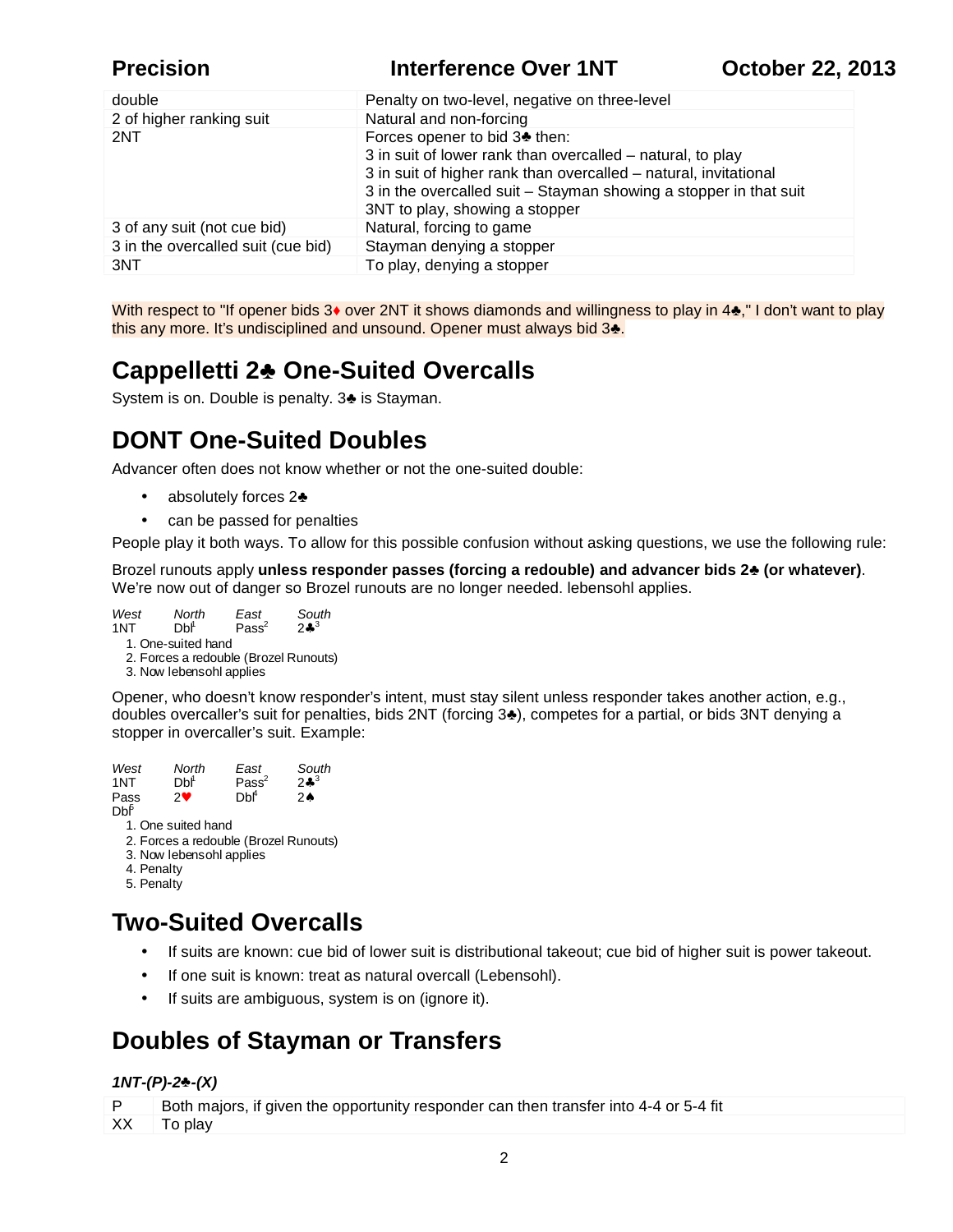| | |
|---|---|
| double | Penalty on two-level, negative on three-level |
| 2 of higher ranking suit | Natural and non-forcing |
| 2NT | Forces opener to bid 3♣ then:<br>3 in suit of lower rank than overcalled – natural, to play<br>3 in suit of higher rank than overcalled – natural, invitational<br>3 in the overcalled suit – Stayman showing a stopper in that suit<br>3NT to play, showing a stopper |
| 3 of any suit (not cue bid) | Natural, forcing to game |
| 3 in the overcalled suit (cue bid) | Stayman denying a stopper |
| 3NT | To play, denying a stopper |

With respect to "If opener bids 3♦ over 2NT it shows diamonds and willingness to play in 4♣," I don't want to play this any more. It's undisciplined and unsound. Opener must always bid 3♣.

## Cappelletti 2♣ One-Suited Overcalls

System is on. Double is penalty. 3♣ is Stayman.

## DONT One-Suited Doubles

Advancer often does not know whether or not the one-suited double:

- absolutely forces 2♣
- can be passed for penalties

People play it both ways. To allow for this possible confusion without asking questions, we use the following rule:

Brozel runouts apply **unless responder passes (forcing a redouble) and advancer bids 2♣ (or whatever)**. We're now out of danger so Brozel runouts are no longer needed. lebensohl applies.

| *West* | *North* | *East* | *South* |
|---|---|---|---|
| 1NT | Dbl[1] | Pass[2] | 2♣[3] |

1. One-suited hand
2. Forces a redouble (Brozel Runouts)
3. Now lebensohl applies

Opener, who doesn't know responder's intent, must stay silent unless responder takes another action, e.g., doubles overcaller's suit for penalties, bids 2NT (forcing 3♣), competes for a partial, or bids 3NT denying a stopper in overcaller's suit. Example:

| *West* | *North* | *East* | *South* |
|---|---|---|---|
| 1NT | Dbl[1] | Pass[2] | 2♣[3] |
| Pass | 2♥ | Dbl[4] | 2♠ |
| Dbl[5] | | | |

1. One suited hand
2. Forces a redouble (Brozel Runouts)
3. Now lebensohl applies
4. Penalty
5. Penalty

## Two-Suited Overcalls

- If suits are known: cue bid of lower suit is distributional takeout; cue bid of higher suit is power takeout.
- If one suit is known: treat as natural overcall (Lebensohl).
- If suits are ambiguous, system is on (ignore it).

## Doubles of Stayman or Transfers

### *1NT-(P)-2♣-(X)*

| | |
|---|---|
| P | Both majors, if given the opportunity responder can then transfer into 4-4 or 5-4 fit |
| XX | To play |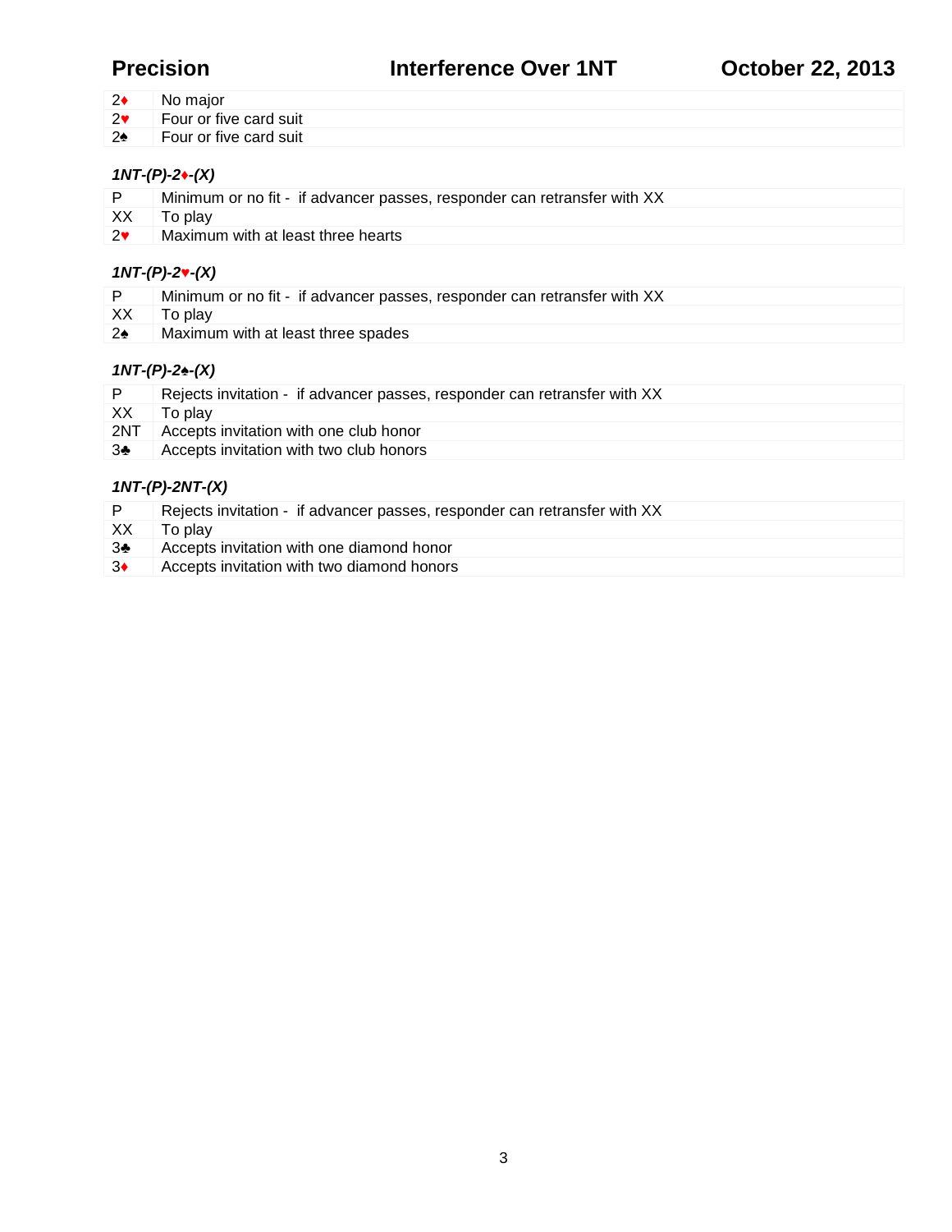| | |
|---|---|
| 2♦ | No major |
| 2♥ | Four or five card suit |
| 2♠ | Four or five card suit |

***1NT-(P)-2♦-(X)***

| | |
|---|---|
| P | Minimum or no fit - if advancer passes, responder can retransfer with XX |
| XX | To play |
| 2♥ | Maximum with at least three hearts |

***1NT-(P)-2♥-(X)***

| | |
|---|---|
| P | Minimum or no fit - if advancer passes, responder can retransfer with XX |
| XX | To play |
| 2♠ | Maximum with at least three spades |

***1NT-(P)-2♠-(X)***

| | |
|---|---|
| P | Rejects invitation - if advancer passes, responder can retransfer with XX |
| XX | To play |
| 2NT | Accepts invitation with one club honor |
| 3♣ | Accepts invitation with two club honors |

***1NT-(P)-2NT-(X)***

| | |
|---|---|
| P | Rejects invitation - if advancer passes, responder can retransfer with XX |
| XX | To play |
| 3♣ | Accepts invitation with one diamond honor |
| 3♦ | Accepts invitation with two diamond honors |